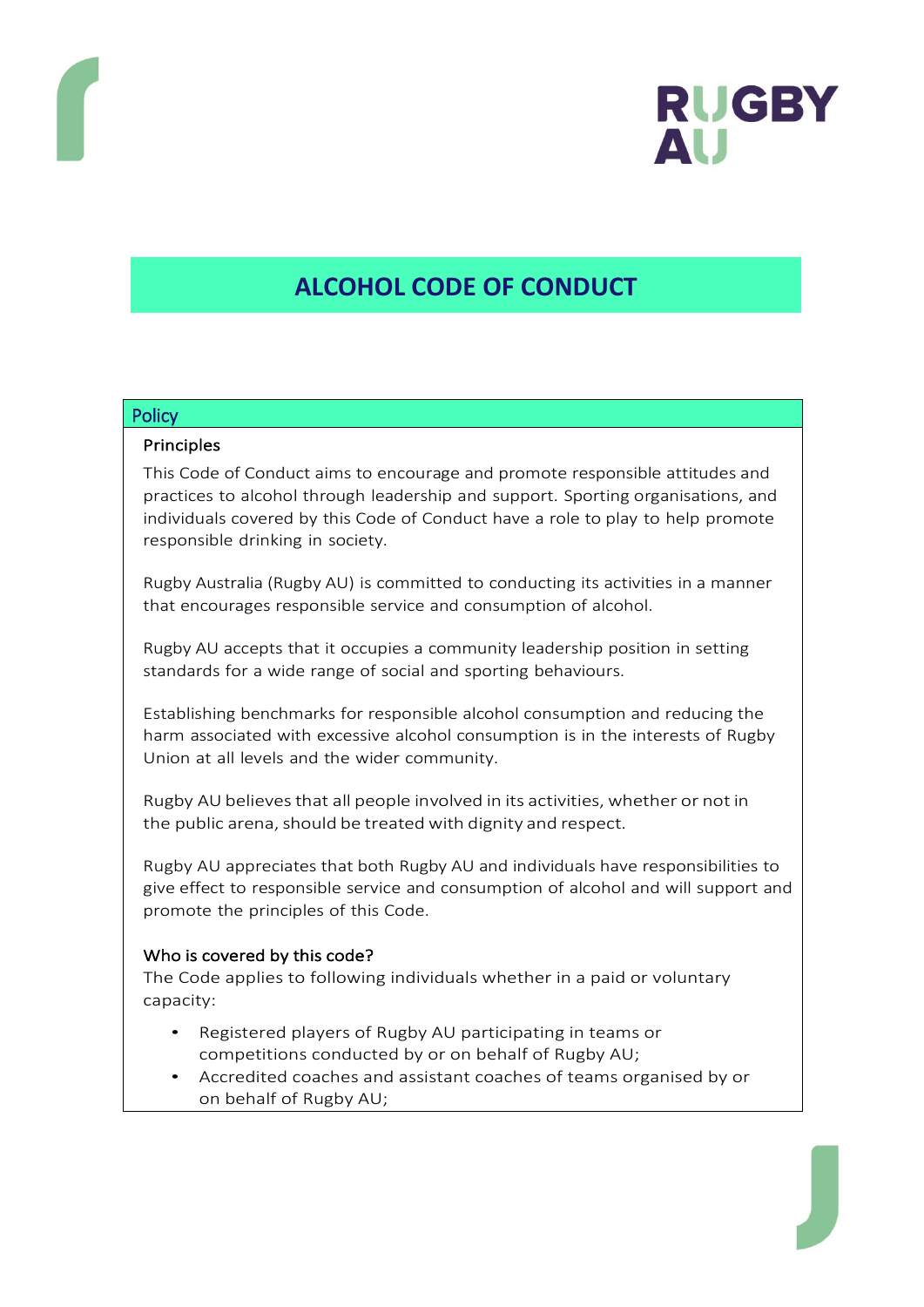# ALCOHOL CODE OF CONDUCT

## Policy

### Principles

This Code of Conduct aims to encourage and promote responsible attitudes and practices to alcohol through leadership and support. Sporting organisations, and individuals covered by this Code of Conduct have a role to play to help promote responsible drinking in society.

Rugby Australia (Rugby AU) is committed to conducting its activities in a manner that encourages responsible service and consumption of alcohol.

Rugby AU accepts that it occupies a community leadership position in setting standards for a wide range of social and sporting behaviours.

Establishing benchmarks for responsible alcohol consumption and reducing the harm associated with excessive alcohol consumption is in the interests of Rugby Union at all levels and the wider community.

Rugby AU believes that all people involved in its activities, whether or not in the public arena, should be treated with dignity and respect.

Rugby AU appreciates that both Rugby AU and individuals have responsibilities to give effect to responsible service and consumption of alcohol and will support and promote the principles of this Code.

### Who is covered by this code?

The Code applies to following individuals whether in a paid or voluntary capacity:

- Registered players of Rugby AU participating in teams or competitions conducted by or on behalf of Rugby AU;
- Accredited coaches and assistant coaches of teams organised by or on behalf of Rugby AU;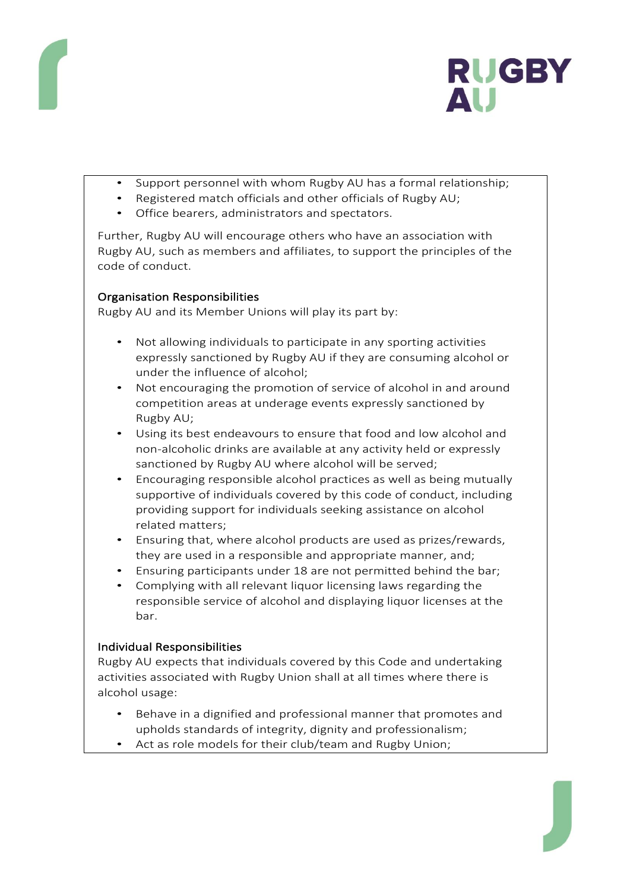- Support personnel with whom Rugby AU has a formal relationship;
- Registered match officials and other officials of Rugby AU;
- Office bearers, administrators and spectators.

Further, Rugby AU will encourage others who have an association with Rugby AU, such as members and affiliates, to support the principles of the code of conduct.

### Organisation Responsibilities

Rugby AU and its Member Unions will play its part by:

- Not allowing individuals to participate in any sporting activities expressly sanctioned by Rugby AU if they are consuming alcohol or under the influence of alcohol;
- Not encouraging the promotion of service of alcohol in and around competition areas at underage events expressly sanctioned by Rugby AU;
- Using its best endeavours to ensure that food and low alcohol and non-alcoholic drinks are available at any activity held or expressly sanctioned by Rugby AU where alcohol will be served;
- Encouraging responsible alcohol practices as well as being mutually supportive of individuals covered by this code of conduct, including providing support for individuals seeking assistance on alcohol related matters;
- Ensuring that, where alcohol products are used as prizes/rewards, they are used in a responsible and appropriate manner, and;
- Ensuring participants under 18 are not permitted behind the bar;
- Complying with all relevant liquor licensing laws regarding the responsible service of alcohol and displaying liquor licenses at the bar.

### Individual Responsibilities

Rugby AU expects that individuals covered by this Code and undertaking activities associated with Rugby Union shall at all times where there is alcohol usage:

- Behave in a dignified and professional manner that promotes and upholds standards of integrity, dignity and professionalism;
- Act as role models for their club/team and Rugby Union;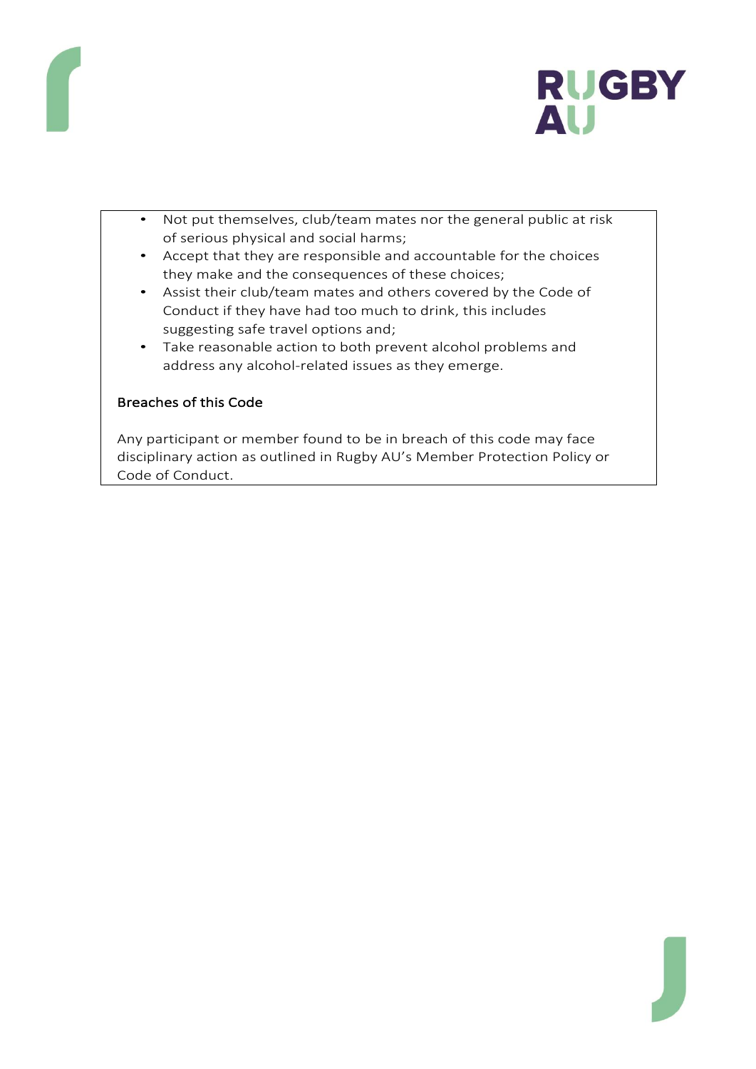- Not put themselves, club/team mates nor the general public at risk of serious physical and social harms;
- Accept that they are responsible and accountable for the choices they make and the consequences of these choices;
- Assist their club/team mates and others covered by the Code of Conduct if they have had too much to drink, this includes suggesting safe travel options and;
- Take reasonable action to both prevent alcohol problems and address any alcohol-related issues as they emerge.

## Breaches of this Code

Any participant or member found to be in breach of this code may face disciplinary action as outlined in Rugby AU's Member Protection Policy or Code of Conduct.